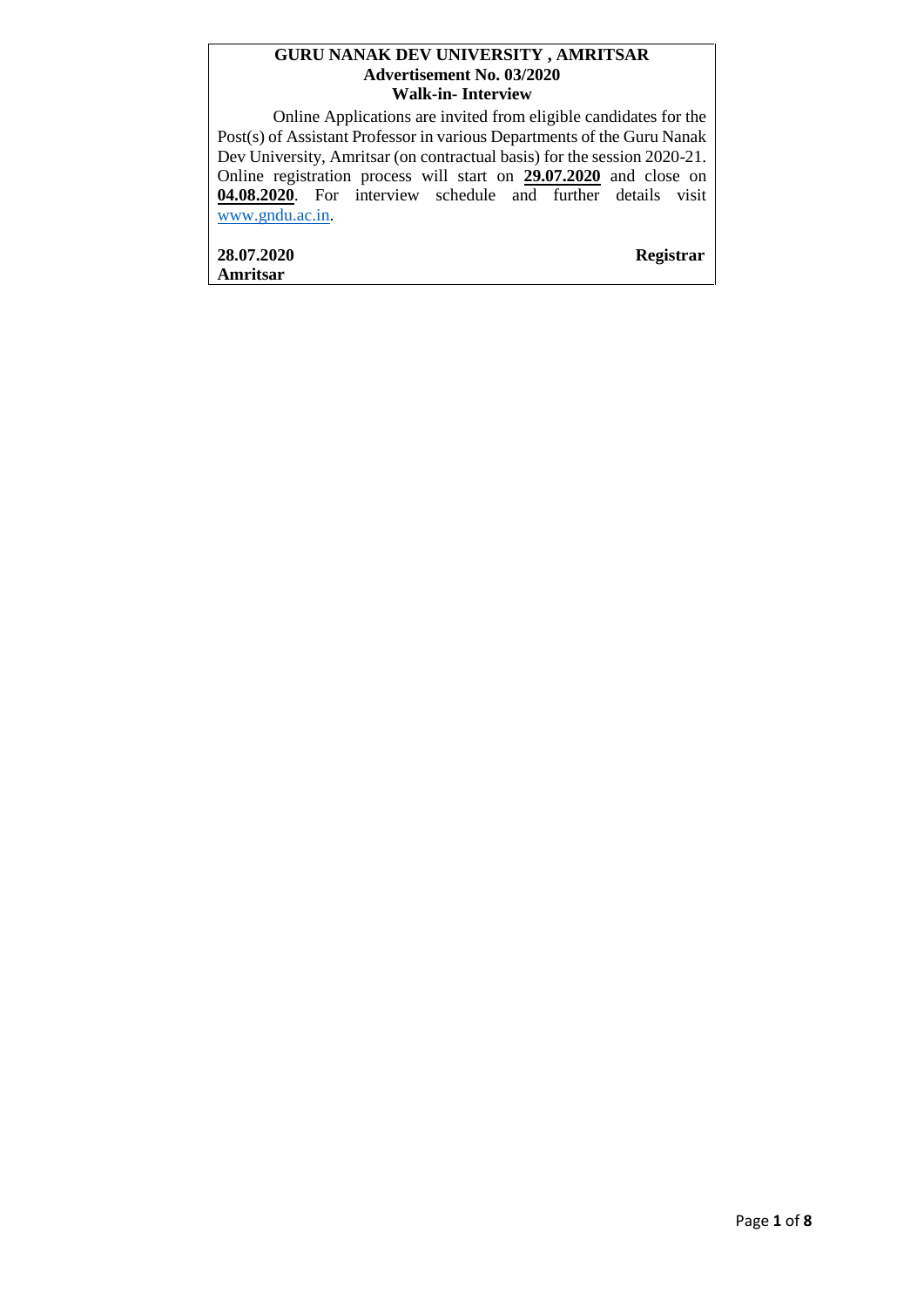**GURU NANAK DEV UNIVERSITY , AMRITSAR**
**Advertisement No. 03/2020**
**Walk-in- Interview**

Online Applications are invited from eligible candidates for the Post(s) of Assistant Professor in various Departments of the Guru Nanak Dev University, Amritsar (on contractual basis) for the session 2020-21. Online registration process will start on **29.07.2020** and close on **04.08.2020**. For interview schedule and further details visit www.gndu.ac.in.

**28.07.2020** **Registrar**
**Amritsar**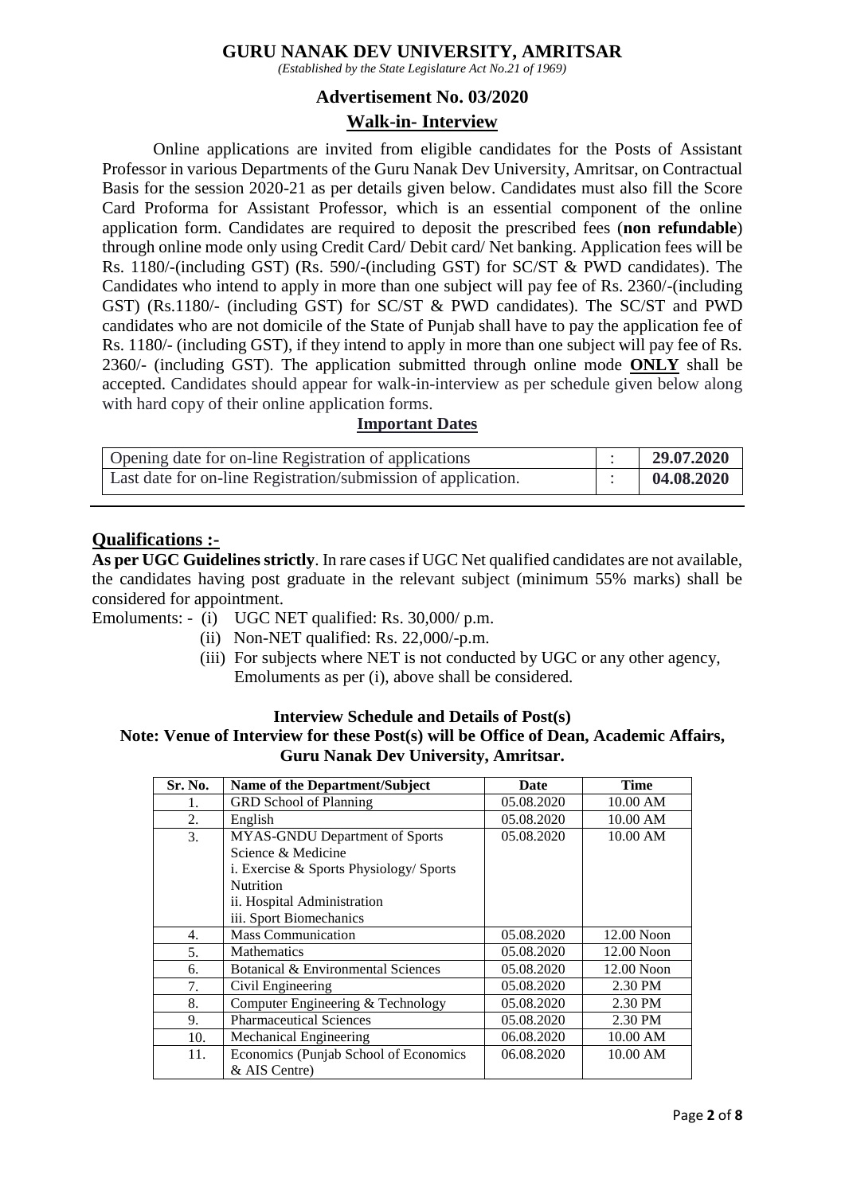# GURU NANAK DEV UNIVERSITY, AMRITSAR

*(Established by the State Legislature Act No.21 of 1969)*

## Advertisement No. 03/2020

## Walk-in- Interview

Online applications are invited from eligible candidates for the Posts of Assistant Professor in various Departments of the Guru Nanak Dev University, Amritsar, on Contractual Basis for the session 2020-21 as per details given below. Candidates must also fill the Score Card Proforma for Assistant Professor, which is an essential component of the online application form. Candidates are required to deposit the prescribed fees (**non refundable**) through online mode only using Credit Card/ Debit card/ Net banking. Application fees will be Rs. 1180/-(including GST) (Rs. 590/-(including GST) for SC/ST & PWD candidates). The Candidates who intend to apply in more than one subject will pay fee of Rs. 2360/-(including GST) (Rs.1180/- (including GST) for SC/ST & PWD candidates). The SC/ST and PWD candidates who are not domicile of the State of Punjab shall have to pay the application fee of Rs. 1180/- (including GST), if they intend to apply in more than one subject will pay fee of Rs. 2360/- (including GST). The application submitted through online mode **ONLY** shall be accepted. Candidates should appear for walk-in-interview as per schedule given below along with hard copy of their online application forms.

### Important Dates

| | | |
|---|---|---|
| Opening date for on-line Registration of applications | : | **29.07.2020** |
| Last date for on-line Registration/submission of application. | : | **04.08.2020** |

## Qualifications :-

**As per UGC Guidelines strictly**. In rare cases if UGC Net qualified candidates are not available, the candidates having post graduate in the relevant subject (minimum 55% marks) shall be considered for appointment.

Emoluments: -
- (i) UGC NET qualified: Rs. 30,000/ p.m.
- (ii) Non-NET qualified: Rs. 22,000/-p.m.
- (iii) For subjects where NET is not conducted by UGC or any other agency, Emoluments as per (i), above shall be considered.

### Interview Schedule and Details of Post(s)

**Note: Venue of Interview for these Post(s) will be Office of Dean, Academic Affairs, Guru Nanak Dev University, Amritsar.**

| Sr. No. | Name of the Department/Subject | Date | Time |
|---|---|---|---|
| 1. | GRD School of Planning | 05.08.2020 | 10.00 AM |
| 2. | English | 05.08.2020 | 10.00 AM |
| 3. | MYAS-GNDU Department of Sports Science & Medicine<br>i. Exercise & Sports Physiology/ Sports Nutrition<br>ii. Hospital Administration<br>iii. Sport Biomechanics | 05.08.2020 | 10.00 AM |
| 4. | Mass Communication | 05.08.2020 | 12.00 Noon |
| 5. | Mathematics | 05.08.2020 | 12.00 Noon |
| 6. | Botanical & Environmental Sciences | 05.08.2020 | 12.00 Noon |
| 7. | Civil Engineering | 05.08.2020 | 2.30 PM |
| 8. | Computer Engineering & Technology | 05.08.2020 | 2.30 PM |
| 9. | Pharmaceutical Sciences | 05.08.2020 | 2.30 PM |
| 10. | Mechanical Engineering | 06.08.2020 | 10.00 AM |
| 11. | Economics (Punjab School of Economics & AIS Centre) | 06.08.2020 | 10.00 AM |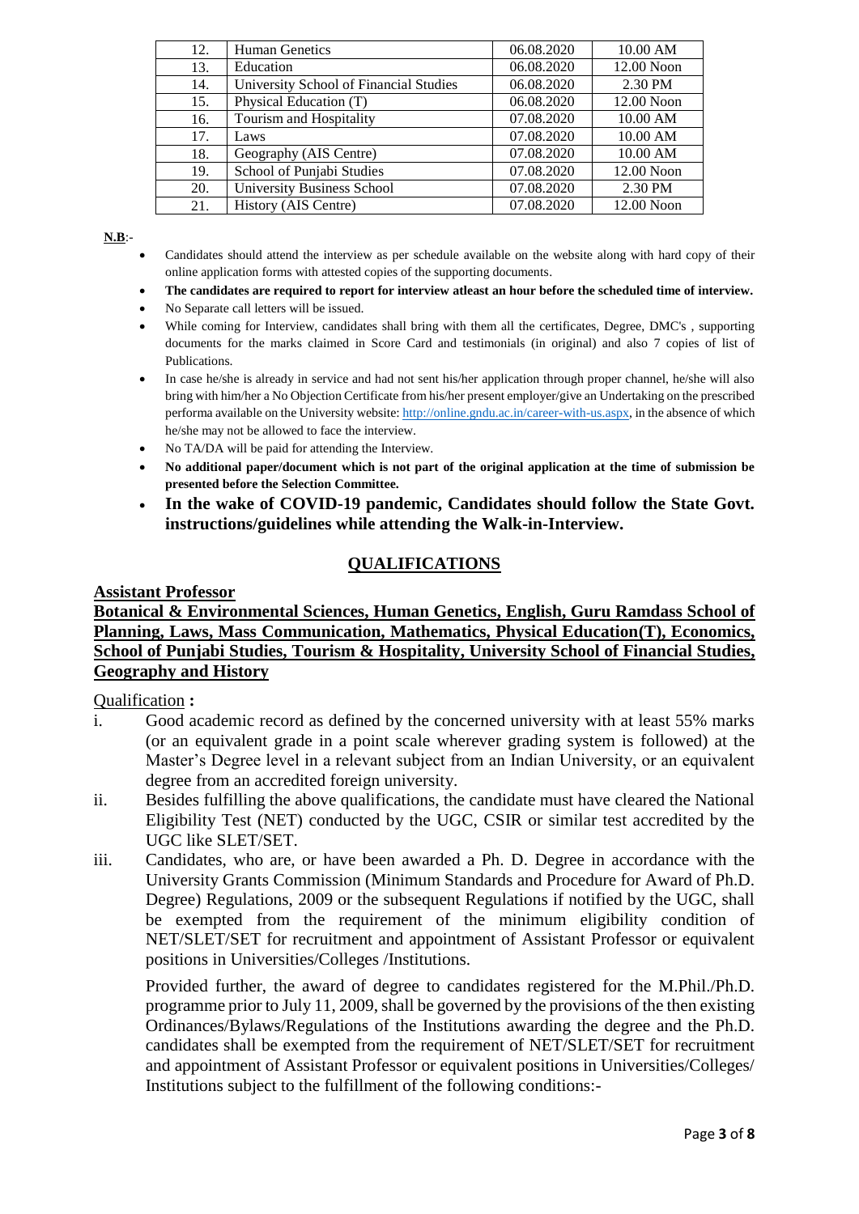| 12. | Human Genetics | 06.08.2020 | 10.00 AM |
|---|---|---|---|
| 13. | Education | 06.08.2020 | 12.00 Noon |
| 14. | University School of Financial Studies | 06.08.2020 | 2.30 PM |
| 15. | Physical Education (T) | 06.08.2020 | 12.00 Noon |
| 16. | Tourism and Hospitality | 07.08.2020 | 10.00 AM |
| 17. | Laws | 07.08.2020 | 10.00 AM |
| 18. | Geography (AIS Centre) | 07.08.2020 | 10.00 AM |
| 19. | School of Punjabi Studies | 07.08.2020 | 12.00 Noon |
| 20. | University Business School | 07.08.2020 | 2.30 PM |
| 21. | History (AIS Centre) | 07.08.2020 | 12.00 Noon |

**N.B**:-

- Candidates should attend the interview as per schedule available on the website along with hard copy of their online application forms with attested copies of the supporting documents.
- **The candidates are required to report for interview atleast an hour before the scheduled time of interview.**
- No Separate call letters will be issued.
- While coming for Interview, candidates shall bring with them all the certificates, Degree, DMC's , supporting documents for the marks claimed in Score Card and testimonials (in original) and also 7 copies of list of Publications.
- In case he/she is already in service and had not sent his/her application through proper channel, he/she will also bring with him/her a No Objection Certificate from his/her present employer/give an Undertaking on the prescribed performa available on the University website: http://online.gndu.ac.in/career-with-us.aspx, in the absence of which he/she may not be allowed to face the interview.
- No TA/DA will be paid for attending the Interview.
- **No additional paper/document which is not part of the original application at the time of submission be presented before the Selection Committee.**
- **In the wake of COVID-19 pandemic, Candidates should follow the State Govt. instructions/guidelines while attending the Walk-in-Interview.**

## QUALIFICATIONS

**Assistant Professor**

**Botanical & Environmental Sciences, Human Genetics, English, Guru Ramdass School of Planning, Laws, Mass Communication, Mathematics, Physical Education(T), Economics, School of Punjabi Studies, Tourism & Hospitality, University School of Financial Studies, Geography and History**

Qualification **:**

i. Good academic record as defined by the concerned university with at least 55% marks (or an equivalent grade in a point scale wherever grading system is followed) at the Master's Degree level in a relevant subject from an Indian University, or an equivalent degree from an accredited foreign university.

ii. Besides fulfilling the above qualifications, the candidate must have cleared the National Eligibility Test (NET) conducted by the UGC, CSIR or similar test accredited by the UGC like SLET/SET.

iii. Candidates, who are, or have been awarded a Ph. D. Degree in accordance with the University Grants Commission (Minimum Standards and Procedure for Award of Ph.D. Degree) Regulations, 2009 or the subsequent Regulations if notified by the UGC, shall be exempted from the requirement of the minimum eligibility condition of NET/SLET/SET for recruitment and appointment of Assistant Professor or equivalent positions in Universities/Colleges /Institutions.

Provided further, the award of degree to candidates registered for the M.Phil./Ph.D. programme prior to July 11, 2009, shall be governed by the provisions of the then existing Ordinances/Bylaws/Regulations of the Institutions awarding the degree and the Ph.D. candidates shall be exempted from the requirement of NET/SLET/SET for recruitment and appointment of Assistant Professor or equivalent positions in Universities/Colleges/ Institutions subject to the fulfillment of the following conditions:-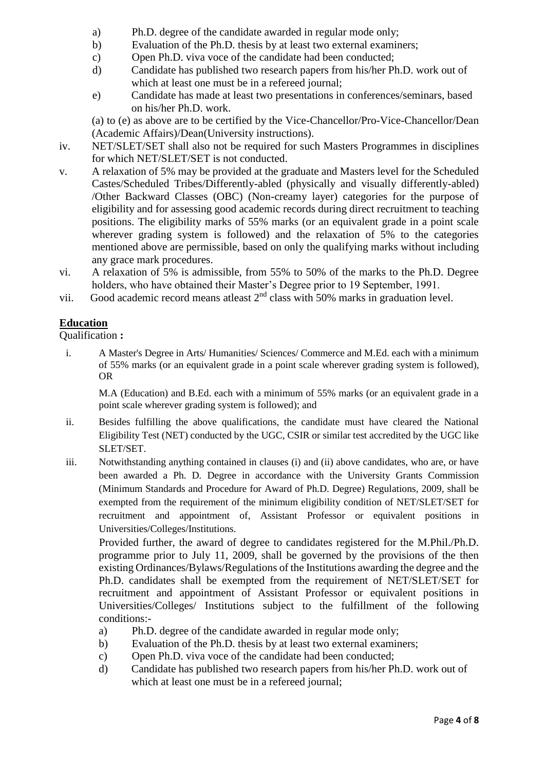a) Ph.D. degree of the candidate awarded in regular mode only;
b) Evaluation of the Ph.D. thesis by at least two external examiners;
c) Open Ph.D. viva voce of the candidate had been conducted;
d) Candidate has published two research papers from his/her Ph.D. work out of which at least one must be in a refereed journal;
e) Candidate has made at least two presentations in conferences/seminars, based on his/her Ph.D. work.

(a) to (e) as above are to be certified by the Vice-Chancellor/Pro-Vice-Chancellor/Dean (Academic Affairs)/Dean(University instructions).

iv. NET/SLET/SET shall also not be required for such Masters Programmes in disciplines for which NET/SLET/SET is not conducted.

v. A relaxation of 5% may be provided at the graduate and Masters level for the Scheduled Castes/Scheduled Tribes/Differently-abled (physically and visually differently-abled) /Other Backward Classes (OBC) (Non-creamy layer) categories for the purpose of eligibility and for assessing good academic records during direct recruitment to teaching positions. The eligibility marks of 55% marks (or an equivalent grade in a point scale wherever grading system is followed) and the relaxation of 5% to the categories mentioned above are permissible, based on only the qualifying marks without including any grace mark procedures.

vi. A relaxation of 5% is admissible, from 55% to 50% of the marks to the Ph.D. Degree holders, who have obtained their Master's Degree prior to 19 September, 1991.

vii. Good academic record means atleast 2nd class with 50% marks in graduation level.

## Education

Qualification **:**

i. A Master's Degree in Arts/ Humanities/ Sciences/ Commerce and M.Ed. each with a minimum of 55% marks (or an equivalent grade in a point scale wherever grading system is followed), OR

M.A (Education) and B.Ed. each with a minimum of 55% marks (or an equivalent grade in a point scale wherever grading system is followed); and

ii. Besides fulfilling the above qualifications, the candidate must have cleared the National Eligibility Test (NET) conducted by the UGC, CSIR or similar test accredited by the UGC like SLET/SET.

iii. Notwithstanding anything contained in clauses (i) and (ii) above candidates, who are, or have been awarded a Ph. D. Degree in accordance with the University Grants Commission (Minimum Standards and Procedure for Award of Ph.D. Degree) Regulations, 2009, shall be exempted from the requirement of the minimum eligibility condition of NET/SLET/SET for recruitment and appointment of, Assistant Professor or equivalent positions in Universities/Colleges/Institutions.

Provided further, the award of degree to candidates registered for the M.Phil./Ph.D. programme prior to July 11, 2009, shall be governed by the provisions of the then existing Ordinances/Bylaws/Regulations of the Institutions awarding the degree and the Ph.D. candidates shall be exempted from the requirement of NET/SLET/SET for recruitment and appointment of Assistant Professor or equivalent positions in Universities/Colleges/ Institutions subject to the fulfillment of the following conditions:-

a) Ph.D. degree of the candidate awarded in regular mode only;
b) Evaluation of the Ph.D. thesis by at least two external examiners;
c) Open Ph.D. viva voce of the candidate had been conducted;
d) Candidate has published two research papers from his/her Ph.D. work out of which at least one must be in a refereed journal;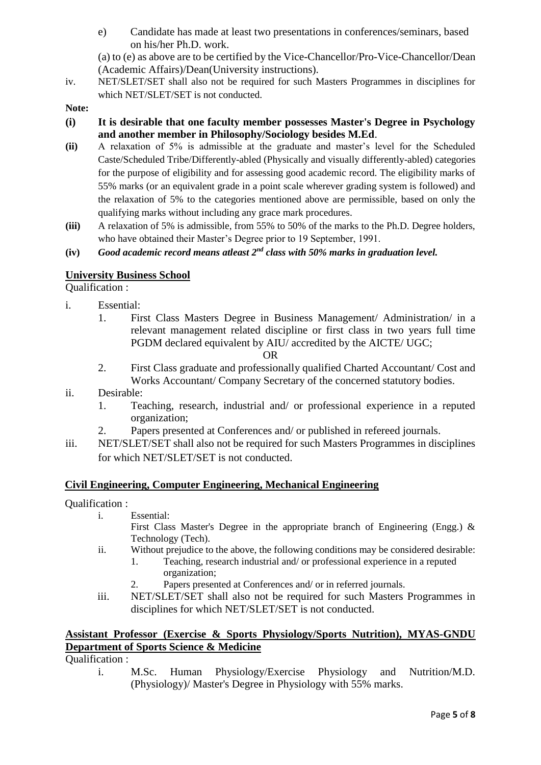e) Candidate has made at least two presentations in conferences/seminars, based on his/her Ph.D. work.

(a) to (e) as above are to be certified by the Vice-Chancellor/Pro-Vice-Chancellor/Dean (Academic Affairs)/Dean(University instructions).

iv. NET/SLET/SET shall also not be required for such Masters Programmes in disciplines for which NET/SLET/SET is not conducted.

**Note:**

**(i) It is desirable that one faculty member possesses Master's Degree in Psychology and another member in Philosophy/Sociology besides M.Ed**.

**(ii)** A relaxation of 5% is admissible at the graduate and master's level for the Scheduled Caste/Scheduled Tribe/Differently-abled (Physically and visually differently-abled) categories for the purpose of eligibility and for assessing good academic record. The eligibility marks of 55% marks (or an equivalent grade in a point scale wherever grading system is followed) and the relaxation of 5% to the categories mentioned above are permissible, based on only the qualifying marks without including any grace mark procedures.

**(iii)** A relaxation of 5% is admissible, from 55% to 50% of the marks to the Ph.D. Degree holders, who have obtained their Master's Degree prior to 19 September, 1991.

**(iv)** ***Good academic record means atleast 2nd class with 50% marks in graduation level.***

**University Business School**

Qualification :

i. Essential:
   1. First Class Masters Degree in Business Management/ Administration/ in a relevant management related discipline or first class in two years full time PGDM declared equivalent by AIU/ accredited by the AICTE/ UGC;

      OR

   2. First Class graduate and professionally qualified Charted Accountant/ Cost and Works Accountant/ Company Secretary of the concerned statutory bodies.

ii. Desirable:
   1. Teaching, research, industrial and/ or professional experience in a reputed organization;
   2. Papers presented at Conferences and/ or published in refereed journals.

iii. NET/SLET/SET shall also not be required for such Masters Programmes in disciplines for which NET/SLET/SET is not conducted.

**Civil Engineering, Computer Engineering, Mechanical Engineering**

Qualification :

i. Essential:
   First Class Master's Degree in the appropriate branch of Engineering (Engg.) & Technology (Tech).

ii. Without prejudice to the above, the following conditions may be considered desirable:
   1. Teaching, research industrial and/ or professional experience in a reputed organization;
   2. Papers presented at Conferences and/ or in referred journals.

iii. NET/SLET/SET shall also not be required for such Masters Programmes in disciplines for which NET/SLET/SET is not conducted.

**Assistant Professor (Exercise & Sports Physiology/Sports Nutrition), MYAS-GNDU Department of Sports Science & Medicine**

Qualification :

i. M.Sc. Human Physiology/Exercise Physiology and Nutrition/M.D. (Physiology)/ Master's Degree in Physiology with 55% marks.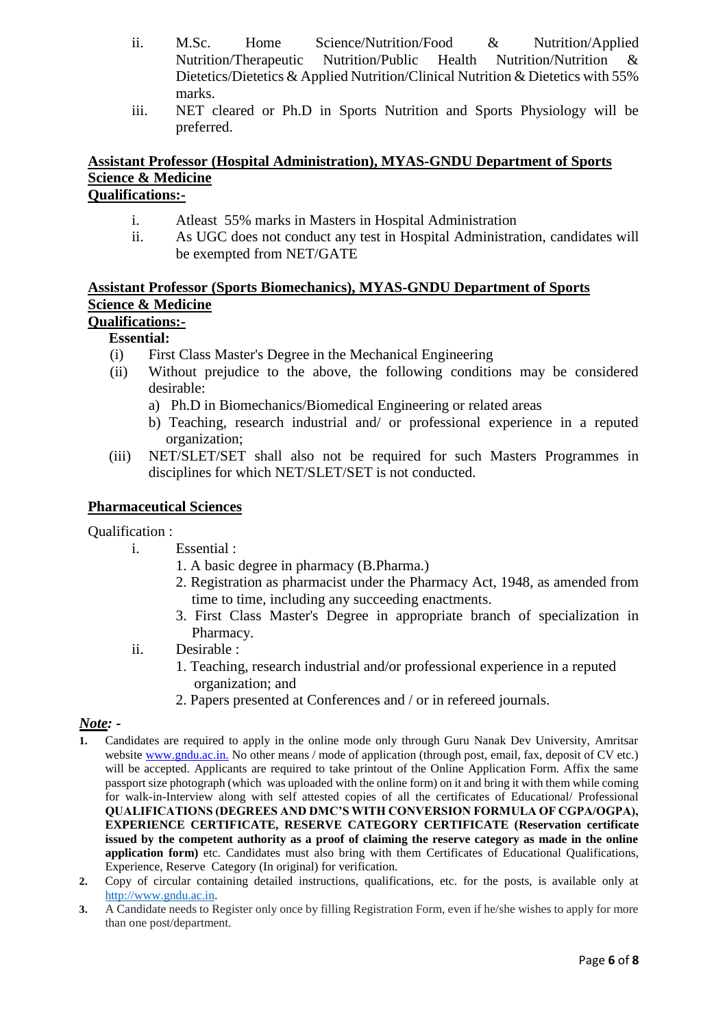ii. M.Sc. Home Science/Nutrition/Food & Nutrition/Applied Nutrition/Therapeutic Nutrition/Public Health Nutrition/Nutrition & Dietetics/Dietetics & Applied Nutrition/Clinical Nutrition & Dietetics with 55% marks.

iii. NET cleared or Ph.D in Sports Nutrition and Sports Physiology will be preferred.

**Assistant Professor (Hospital Administration), MYAS-GNDU Department of Sports Science & Medicine**

**Qualifications:-**

i. Atleast 55% marks in Masters in Hospital Administration

ii. As UGC does not conduct any test in Hospital Administration, candidates will be exempted from NET/GATE

**Assistant Professor (Sports Biomechanics), MYAS-GNDU Department of Sports Science & Medicine**

**Qualifications:-**

**Essential:**

(i) First Class Master's Degree in the Mechanical Engineering

(ii) Without prejudice to the above, the following conditions may be considered desirable:

a) Ph.D in Biomechanics/Biomedical Engineering or related areas

b) Teaching, research industrial and/ or professional experience in a reputed organization;

(iii) NET/SLET/SET shall also not be required for such Masters Programmes in disciplines for which NET/SLET/SET is not conducted.

**Pharmaceutical Sciences**

Qualification :

i. Essential :

1. A basic degree in pharmacy (B.Pharma.)
2. Registration as pharmacist under the Pharmacy Act, 1948, as amended from time to time, including any succeeding enactments.
3. First Class Master's Degree in appropriate branch of specialization in Pharmacy.

ii. Desirable :

1. Teaching, research industrial and/or professional experience in a reputed organization; and
2. Papers presented at Conferences and / or in refereed journals.

***Note: -***

1. Candidates are required to apply in the online mode only through Guru Nanak Dev University, Amritsar website www.gndu.ac.in. No other means / mode of application (through post, email, fax, deposit of CV etc.) will be accepted. Applicants are required to take printout of the Online Application Form. Affix the same passport size photograph (which was uploaded with the online form) on it and bring it with them while coming for walk-in-Interview along with self attested copies of all the certificates of Educational/ Professional **QUALIFICATIONS (DEGREES AND DMC'S WITH CONVERSION FORMULA OF CGPA/OGPA), EXPERIENCE CERTIFICATE, RESERVE CATEGORY CERTIFICATE (Reservation certificate issued by the competent authority as a proof of claiming the reserve category as made in the online application form)** etc. Candidates must also bring with them Certificates of Educational Qualifications, Experience, Reserve Category (In original) for verification.
2. Copy of circular containing detailed instructions, qualifications, etc. for the posts, is available only at http://www.gndu.ac.in.
3. A Candidate needs to Register only once by filling Registration Form, even if he/she wishes to apply for more than one post/department.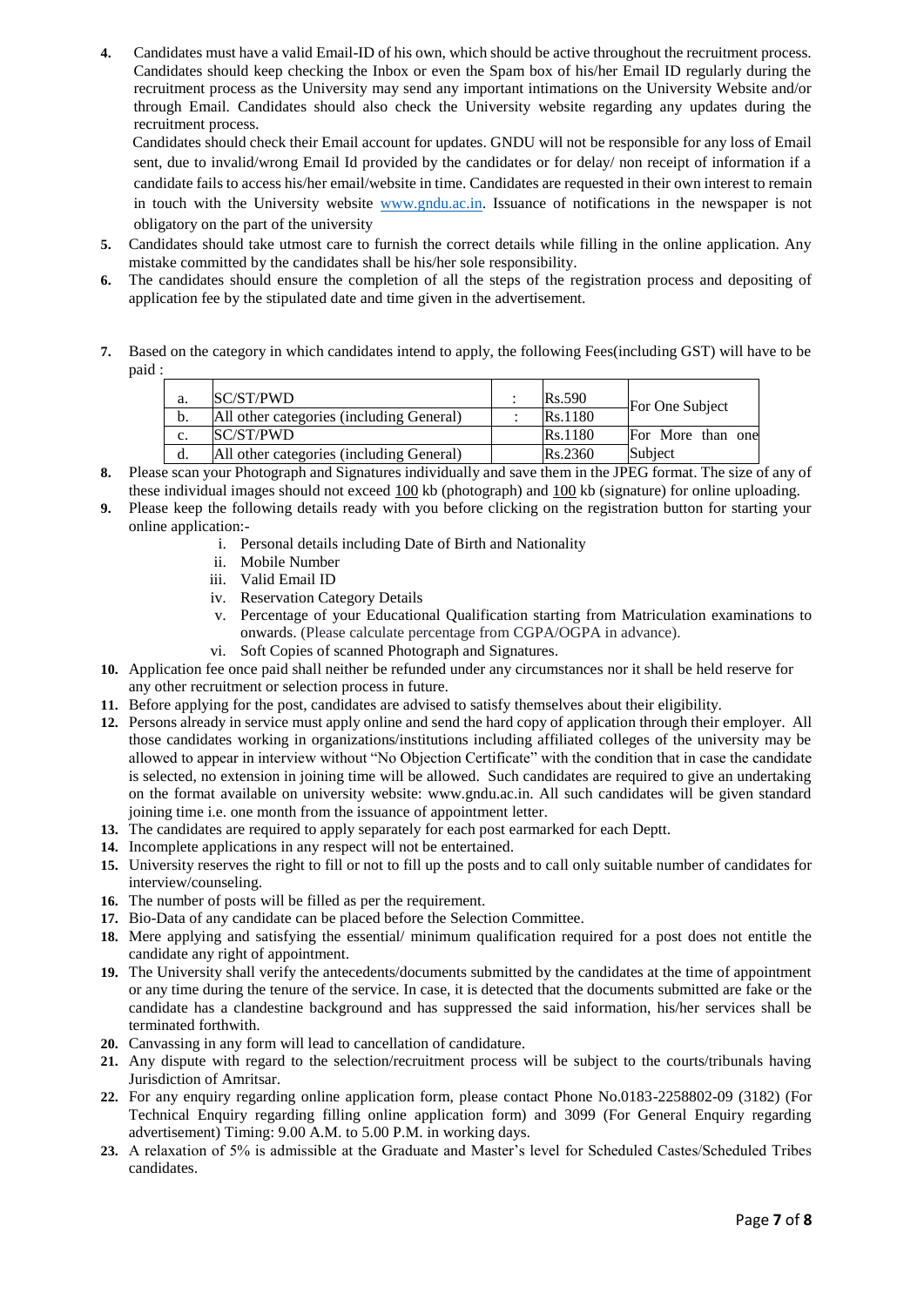**4.** Candidates must have a valid Email-ID of his own, which should be active throughout the recruitment process. Candidates should keep checking the Inbox or even the Spam box of his/her Email ID regularly during the recruitment process as the University may send any important intimations on the University Website and/or through Email. Candidates should also check the University website regarding any updates during the recruitment process.

Candidates should check their Email account for updates. GNDU will not be responsible for any loss of Email sent, due to invalid/wrong Email Id provided by the candidates or for delay/ non receipt of information if a candidate fails to access his/her email/website in time. Candidates are requested in their own interest to remain in touch with the University website www.gndu.ac.in. Issuance of notifications in the newspaper is not obligatory on the part of the university

**5.** Candidates should take utmost care to furnish the correct details while filling in the online application. Any mistake committed by the candidates shall be his/her sole responsibility.

**6.** The candidates should ensure the completion of all the steps of the registration process and depositing of application fee by the stipulated date and time given in the advertisement.

**7.** Based on the category in which candidates intend to apply, the following Fees(including GST) will have to be paid :

| | | | | |
|---|---|---|---|---|
| a. | SC/ST/PWD | : | Rs.590 | For One Subject |
| b. | All other categories (including General) | : | Rs.1180 | |
| c. | SC/ST/PWD | | Rs.1180 | For More than one Subject |
| d. | All other categories (including General) | | Rs.2360 | |

**8.** Please scan your Photograph and Signatures individually and save them in the JPEG format. The size of any of these individual images should not exceed 100 kb (photograph) and 100 kb (signature) for online uploading.

**9.** Please keep the following details ready with you before clicking on the registration button for starting your online application:-

i. Personal details including Date of Birth and Nationality
ii. Mobile Number
iii. Valid Email ID
iv. Reservation Category Details
v. Percentage of your Educational Qualification starting from Matriculation examinations to onwards. (Please calculate percentage from CGPA/OGPA in advance).
vi. Soft Copies of scanned Photograph and Signatures.

**10.** Application fee once paid shall neither be refunded under any circumstances nor it shall be held reserve for any other recruitment or selection process in future.

**11.** Before applying for the post, candidates are advised to satisfy themselves about their eligibility.

**12.** Persons already in service must apply online and send the hard copy of application through their employer. All those candidates working in organizations/institutions including affiliated colleges of the university may be allowed to appear in interview without "No Objection Certificate" with the condition that in case the candidate is selected, no extension in joining time will be allowed. Such candidates are required to give an undertaking on the format available on university website: www.gndu.ac.in. All such candidates will be given standard joining time i.e. one month from the issuance of appointment letter.

**13.** The candidates are required to apply separately for each post earmarked for each Deptt.

**14.** Incomplete applications in any respect will not be entertained.

**15.** University reserves the right to fill or not to fill up the posts and to call only suitable number of candidates for interview/counseling.

**16.** The number of posts will be filled as per the requirement.

**17.** Bio-Data of any candidate can be placed before the Selection Committee.

**18.** Mere applying and satisfying the essential/ minimum qualification required for a post does not entitle the candidate any right of appointment.

**19.** The University shall verify the antecedents/documents submitted by the candidates at the time of appointment or any time during the tenure of the service. In case, it is detected that the documents submitted are fake or the candidate has a clandestine background and has suppressed the said information, his/her services shall be terminated forthwith.

**20.** Canvassing in any form will lead to cancellation of candidature.

**21.** Any dispute with regard to the selection/recruitment process will be subject to the courts/tribunals having Jurisdiction of Amritsar.

**22.** For any enquiry regarding online application form, please contact Phone No.0183-2258802-09 (3182) (For Technical Enquiry regarding filling online application form) and 3099 (For General Enquiry regarding advertisement) Timing: 9.00 A.M. to 5.00 P.M. in working days.

**23.** A relaxation of 5% is admissible at the Graduate and Master's level for Scheduled Castes/Scheduled Tribes candidates.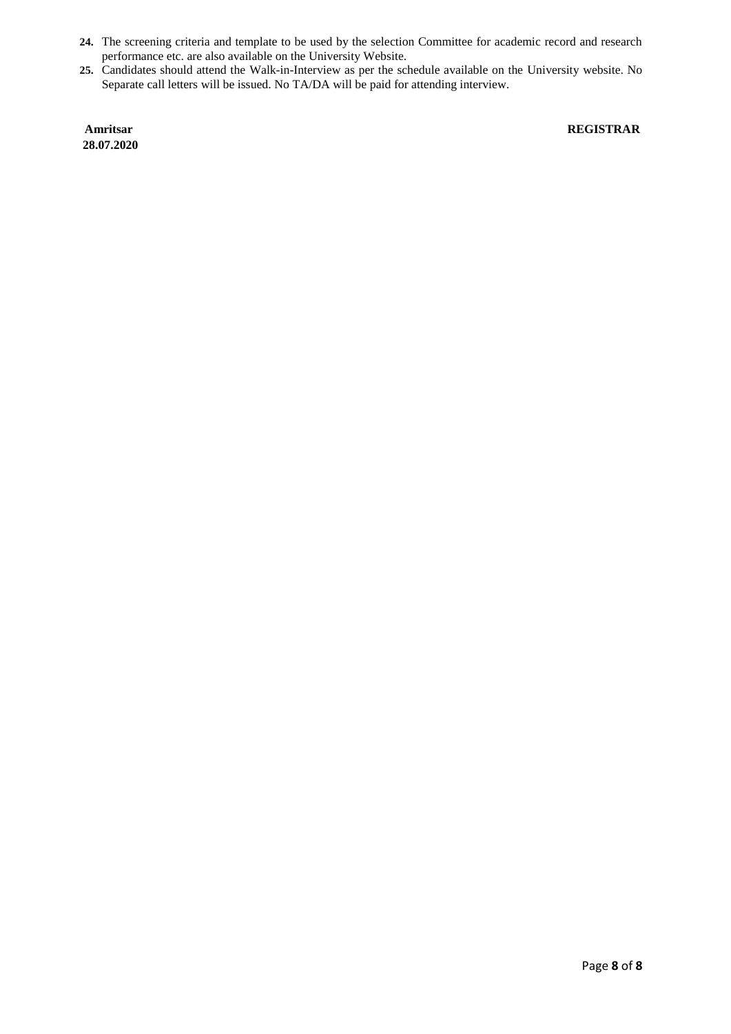**24.** The screening criteria and template to be used by the selection Committee for academic record and research performance etc. are also available on the University Website.

**25.** Candidates should attend the Walk-in-Interview as per the schedule available on the University website. No Separate call letters will be issued. No TA/DA will be paid for attending interview.

**Amritsar** **REGISTRAR**

**28.07.2020**